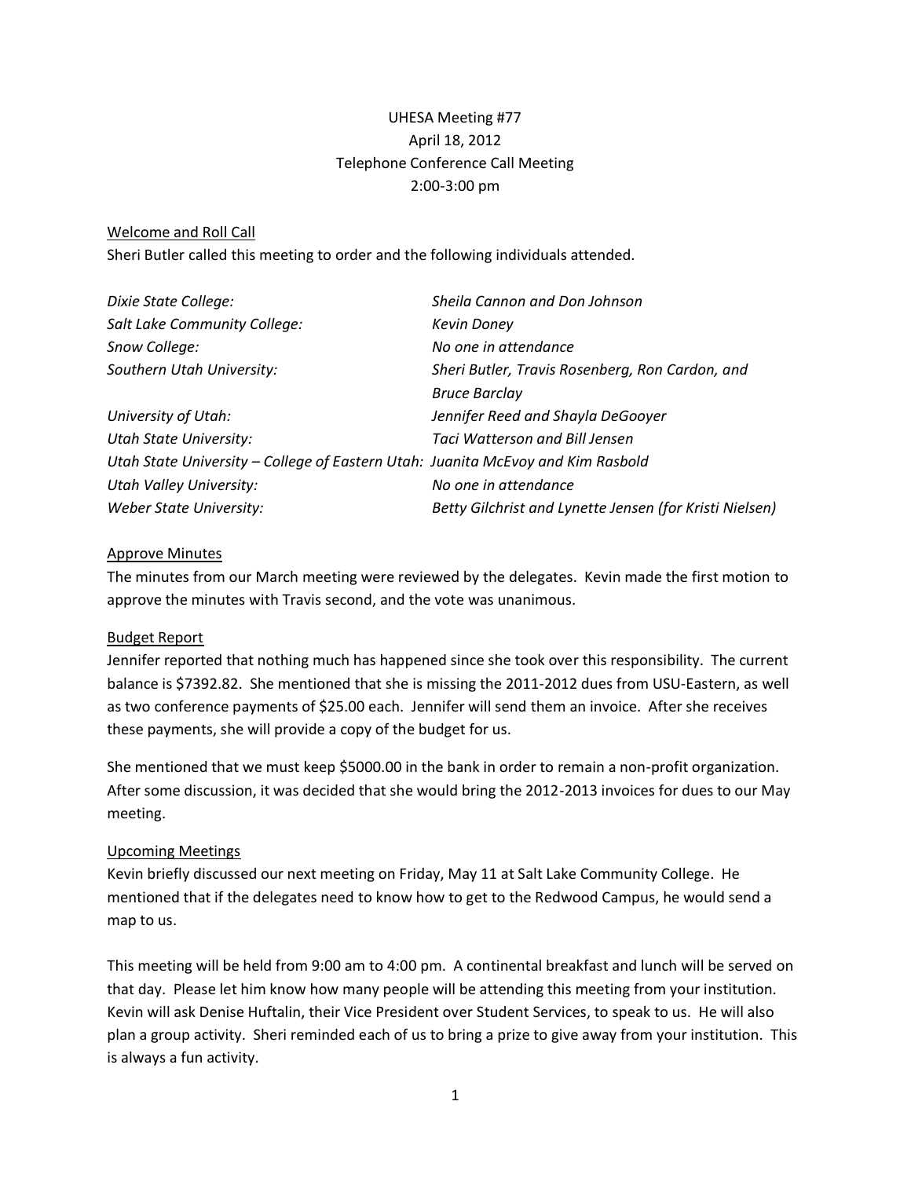UHESA Meeting #77
April 18, 2012
Telephone Conference Call Meeting
2:00-3:00 pm

## Welcome and Roll Call

Sheri Butler called this meeting to order and the following individuals attended.

| | |
|---|---|
| *Dixie State College:* | *Sheila Cannon and Don Johnson* |
| *Salt Lake Community College:* | *Kevin Doney* |
| *Snow College:* | *No one in attendance* |
| *Southern Utah University:* | *Sheri Butler, Travis Rosenberg, Ron Cardon, and Bruce Barclay* |
| *University of Utah:* | *Jennifer Reed and Shayla DeGooyer* |
| *Utah State University:* | *Taci Watterson and Bill Jensen* |
| *Utah State University – College of Eastern Utah:* | *Juanita McEvoy and Kim Rasbold* |
| *Utah Valley University:* | *No one in attendance* |
| *Weber State University:* | *Betty Gilchrist and Lynette Jensen (for Kristi Nielsen)* |

## Approve Minutes

The minutes from our March meeting were reviewed by the delegates. Kevin made the first motion to approve the minutes with Travis second, and the vote was unanimous.

## Budget Report

Jennifer reported that nothing much has happened since she took over this responsibility. The current balance is $7392.82. She mentioned that she is missing the 2011-2012 dues from USU-Eastern, as well as two conference payments of $25.00 each. Jennifer will send them an invoice. After she receives these payments, she will provide a copy of the budget for us.

She mentioned that we must keep $5000.00 in the bank in order to remain a non-profit organization. After some discussion, it was decided that she would bring the 2012-2013 invoices for dues to our May meeting.

## Upcoming Meetings

Kevin briefly discussed our next meeting on Friday, May 11 at Salt Lake Community College. He mentioned that if the delegates need to know how to get to the Redwood Campus, he would send a map to us.

This meeting will be held from 9:00 am to 4:00 pm. A continental breakfast and lunch will be served on that day. Please let him know how many people will be attending this meeting from your institution. Kevin will ask Denise Huftalin, their Vice President over Student Services, to speak to us. He will also plan a group activity. Sheri reminded each of us to bring a prize to give away from your institution. This is always a fun activity.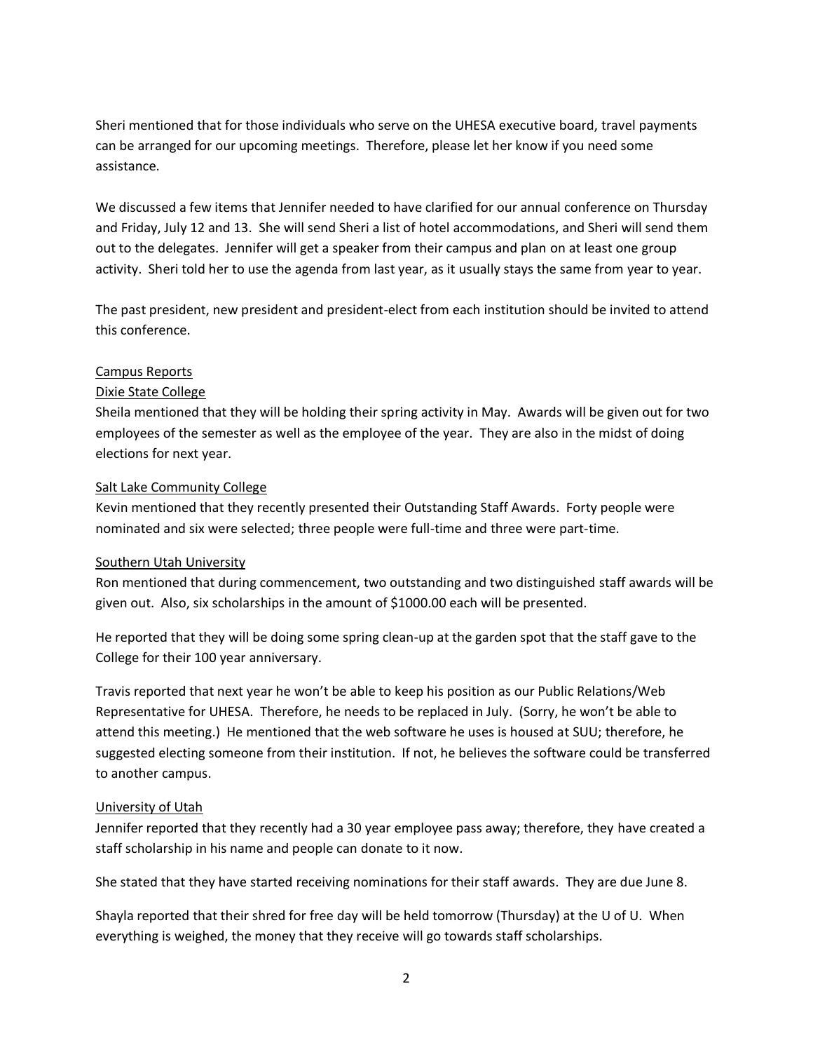Sheri mentioned that for those individuals who serve on the UHESA executive board, travel payments can be arranged for our upcoming meetings. Therefore, please let her know if you need some assistance.

We discussed a few items that Jennifer needed to have clarified for our annual conference on Thursday and Friday, July 12 and 13. She will send Sheri a list of hotel accommodations, and Sheri will send them out to the delegates. Jennifer will get a speaker from their campus and plan on at least one group activity. Sheri told her to use the agenda from last year, as it usually stays the same from year to year.

The past president, new president and president-elect from each institution should be invited to attend this conference.

<u>Campus Reports</u>

<u>Dixie State College</u>

Sheila mentioned that they will be holding their spring activity in May. Awards will be given out for two employees of the semester as well as the employee of the year. They are also in the midst of doing elections for next year.

<u>Salt Lake Community College</u>

Kevin mentioned that they recently presented their Outstanding Staff Awards. Forty people were nominated and six were selected; three people were full-time and three were part-time.

<u>Southern Utah University</u>

Ron mentioned that during commencement, two outstanding and two distinguished staff awards will be given out. Also, six scholarships in the amount of $1000.00 each will be presented.

He reported that they will be doing some spring clean-up at the garden spot that the staff gave to the College for their 100 year anniversary.

Travis reported that next year he won't be able to keep his position as our Public Relations/Web Representative for UHESA. Therefore, he needs to be replaced in July. (Sorry, he won't be able to attend this meeting.) He mentioned that the web software he uses is housed at SUU; therefore, he suggested electing someone from their institution. If not, he believes the software could be transferred to another campus.

<u>University of Utah</u>

Jennifer reported that they recently had a 30 year employee pass away; therefore, they have created a staff scholarship in his name and people can donate to it now.

She stated that they have started receiving nominations for their staff awards. They are due June 8.

Shayla reported that their shred for free day will be held tomorrow (Thursday) at the U of U. When everything is weighed, the money that they receive will go towards staff scholarships.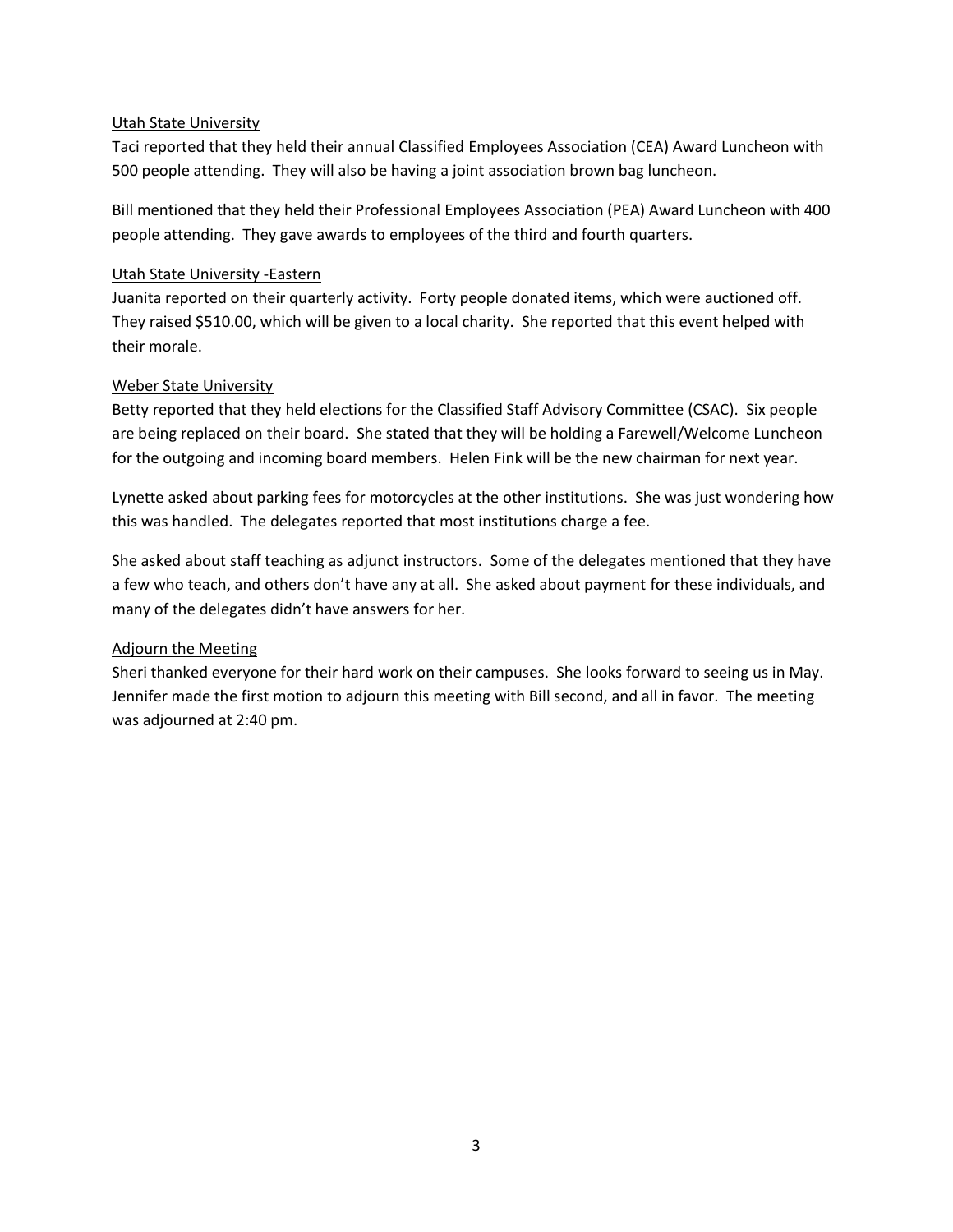Utah State University

Taci reported that they held their annual Classified Employees Association (CEA) Award Luncheon with 500 people attending. They will also be having a joint association brown bag luncheon.

Bill mentioned that they held their Professional Employees Association (PEA) Award Luncheon with 400 people attending. They gave awards to employees of the third and fourth quarters.

Utah State University -Eastern

Juanita reported on their quarterly activity. Forty people donated items, which were auctioned off. They raised $510.00, which will be given to a local charity. She reported that this event helped with their morale.

Weber State University

Betty reported that they held elections for the Classified Staff Advisory Committee (CSAC). Six people are being replaced on their board. She stated that they will be holding a Farewell/Welcome Luncheon for the outgoing and incoming board members. Helen Fink will be the new chairman for next year.

Lynette asked about parking fees for motorcycles at the other institutions. She was just wondering how this was handled. The delegates reported that most institutions charge a fee.

She asked about staff teaching as adjunct instructors. Some of the delegates mentioned that they have a few who teach, and others don't have any at all. She asked about payment for these individuals, and many of the delegates didn't have answers for her.

Adjourn the Meeting

Sheri thanked everyone for their hard work on their campuses. She looks forward to seeing us in May. Jennifer made the first motion to adjourn this meeting with Bill second, and all in favor. The meeting was adjourned at 2:40 pm.